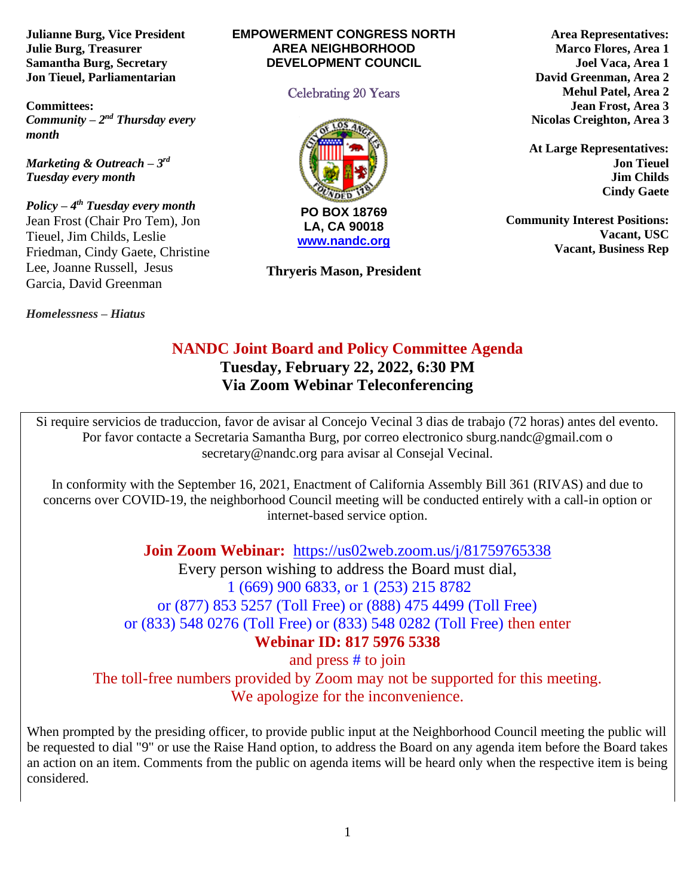**Julianne Burg, Vice President**
**Julie Burg, Treasurer**
**Samantha Burg, Secretary**
**Jon Tieuel, Parliamentarian**

**Committees:**
***Community – 2nd Thursday every month***

***Marketing & Outreach – 3rd Tuesday every month***

***Policy – 4th Tuesday every month***
Jean Frost (Chair Pro Tem), Jon Tieuel, Jim Childs, Leslie Friedman, Cindy Gaete, Christine Lee, Joanne Russell, Jesus Garcia, David Greenman

***Homelessness – Hiatus***

**EMPOWERMENT CONGRESS NORTH AREA NEIGHBORHOOD DEVELOPMENT COUNCIL**

Celebrating 20 Years

**PO BOX 18769**
**LA, CA 90018**
**www.nandc.org**

**Thryeris Mason, President**

**Area Representatives:**
**Marco Flores, Area 1**
**Joel Vaca, Area 1**
**David Greenman, Area 2**
**Mehul Patel, Area 2**
**Jean Frost, Area 3**
**Nicolas Creighton, Area 3**

**At Large Representatives:**
**Jon Tieuel**
**Jim Childs**
**Cindy Gaete**

**Community Interest Positions:**
**Vacant, USC**
**Vacant, Business Rep**

# NANDC Joint Board and Policy Committee Agenda
## Tuesday, February 22, 2022, 6:30 PM
## Via Zoom Webinar Teleconferencing

Si require servicios de traduccion, favor de avisar al Concejo Vecinal 3 dias de trabajo (72 horas) antes del evento. Por favor contacte a Secretaria Samantha Burg, por correo electronico sburg.nandc@gmail.com o secretary@nandc.org para avisar al Consejal Vecinal.

In conformity with the September 16, 2021, Enactment of California Assembly Bill 361 (RIVAS) and due to concerns over COVID-19, the neighborhood Council meeting will be conducted entirely with a call-in option or internet-based service option.

**Join Zoom Webinar:** https://us02web.zoom.us/j/81759765338
Every person wishing to address the Board must dial,
1 (669) 900 6833, or 1 (253) 215 8782
or (877) 853 5257 (Toll Free) or (888) 475 4499 (Toll Free)
or (833) 548 0276 (Toll Free) or (833) 548 0282 (Toll Free) then enter
**Webinar ID: 817 5976 5338**
and press # to join
The toll-free numbers provided by Zoom may not be supported for this meeting.
We apologize for the inconvenience.

When prompted by the presiding officer, to provide public input at the Neighborhood Council meeting the public will be requested to dial "9" or use the Raise Hand option, to address the Board on any agenda item before the Board takes an action on an item. Comments from the public on agenda items will be heard only when the respective item is being considered.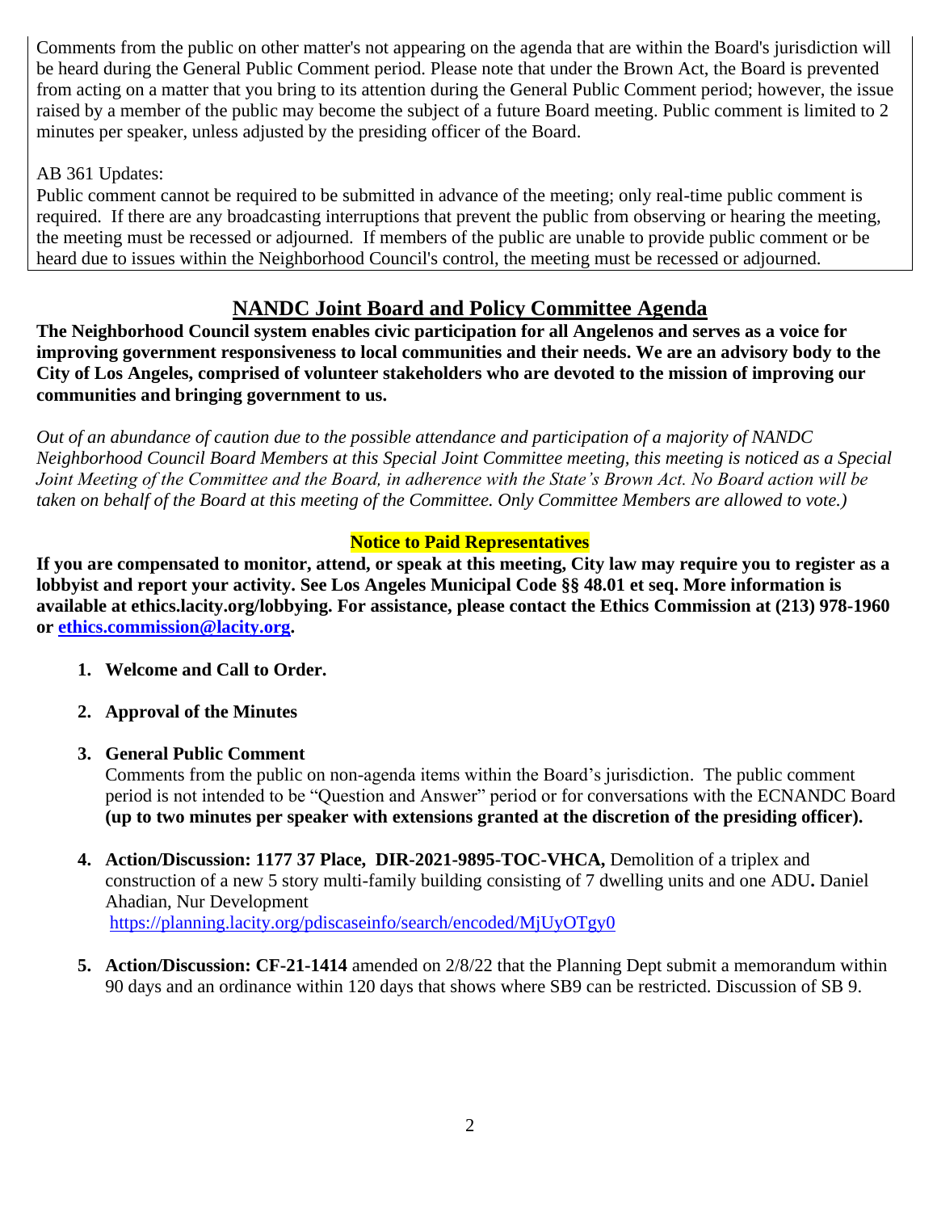Comments from the public on other matter's not appearing on the agenda that are within the Board's jurisdiction will be heard during the General Public Comment period. Please note that under the Brown Act, the Board is prevented from acting on a matter that you bring to its attention during the General Public Comment period; however, the issue raised by a member of the public may become the subject of a future Board meeting. Public comment is limited to 2 minutes per speaker, unless adjusted by the presiding officer of the Board.

AB 361 Updates:
Public comment cannot be required to be submitted in advance of the meeting; only real-time public comment is required. If there are any broadcasting interruptions that prevent the public from observing or hearing the meeting, the meeting must be recessed or adjourned. If members of the public are unable to provide public comment or be heard due to issues within the Neighborhood Council's control, the meeting must be recessed or adjourned.

## NANDC Joint Board and Policy Committee Agenda

**The Neighborhood Council system enables civic participation for all Angelenos and serves as a voice for improving government responsiveness to local communities and their needs. We are an advisory body to the City of Los Angeles, comprised of volunteer stakeholders who are devoted to the mission of improving our communities and bringing government to us.**

*Out of an abundance of caution due to the possible attendance and participation of a majority of NANDC Neighborhood Council Board Members at this Special Joint Committee meeting, this meeting is noticed as a Special Joint Meeting of the Committee and the Board, in adherence with the State's Brown Act. No Board action will be taken on behalf of the Board at this meeting of the Committee. Only Committee Members are allowed to vote.)*

**Notice to Paid Representatives**

**If you are compensated to monitor, attend, or speak at this meeting, City law may require you to register as a lobbyist and report your activity. See Los Angeles Municipal Code §§ 48.01 et seq. More information is available at ethics.lacity.org/lobbying. For assistance, please contact the Ethics Commission at (213) 978-1960 or [ethics.commission@lacity.org](mailto:ethics.commission@lacity.org).**

1. **Welcome and Call to Order.**
2. **Approval of the Minutes**
3. **General Public Comment**
   Comments from the public on non-agenda items within the Board's jurisdiction. The public comment period is not intended to be "Question and Answer" period or for conversations with the ECNANDC Board **(up to two minutes per speaker with extensions granted at the discretion of the presiding officer).**
4. **Action/Discussion: 1177 37 Place, DIR-2021-9895-TOC-VHCA,** Demolition of a triplex and construction of a new 5 story multi-family building consisting of 7 dwelling units and one ADU**.** Daniel Ahadian, Nur Development
   https://planning.lacity.org/pdiscaseinfo/search/encoded/MjUyOTgy0
5. **Action/Discussion: CF-21-1414** amended on 2/8/22 that the Planning Dept submit a memorandum within 90 days and an ordinance within 120 days that shows where SB9 can be restricted. Discussion of SB 9.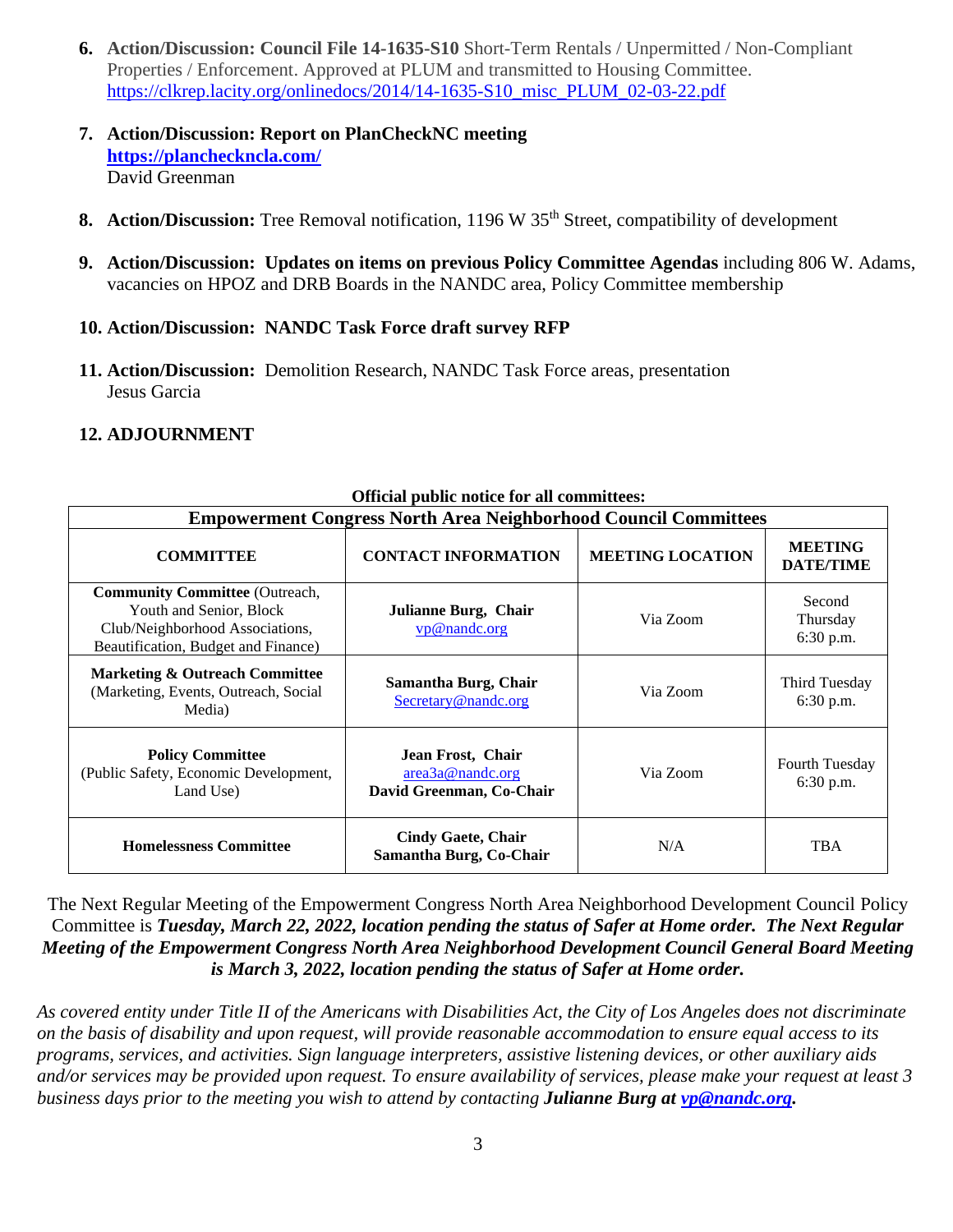6. **Action/Discussion: Council File 14-1635-S10** Short-Term Rentals / Unpermitted / Non-Compliant Properties / Enforcement. Approved at PLUM and transmitted to Housing Committee. https://clkrep.lacity.org/onlinedocs/2014/14-1635-S10_misc_PLUM_02-03-22.pdf

7. **Action/Discussion: Report on PlanCheckNC meeting**
   **https://planchecknc la.com/**
   David Greenman

8. **Action/Discussion:** Tree Removal notification, 1196 W 35th Street, compatibility of development

9. **Action/Discussion: Updates on items on previous Policy Committee Agendas** including 806 W. Adams, vacancies on HPOZ and DRB Boards in the NANDC area, Policy Committee membership

10. **Action/Discussion: NANDC Task Force draft survey RFP**

11. **Action/Discussion:** Demolition Research, NANDC Task Force areas, presentation
    Jesus Garcia

12. **ADJOURNMENT**

**Official public notice for all committees:**

**Empowerment Congress North Area Neighborhood Council Committees**

| COMMITTEE | CONTACT INFORMATION | MEETING LOCATION | MEETING DATE/TIME |
|---|---|---|---|
| **Community Committee** (Outreach, Youth and Senior, Block Club/Neighborhood Associations, Beautification, Budget and Finance) | **Julianne Burg, Chair** vp@nandc.org | Via Zoom | Second Thursday 6:30 p.m. |
| **Marketing & Outreach Committee** (Marketing, Events, Outreach, Social Media) | **Samantha Burg, Chair** Secretary@nandc.org | Via Zoom | Third Tuesday 6:30 p.m. |
| **Policy Committee** (Public Safety, Economic Development, Land Use) | **Jean Frost, Chair** area3a@nandc.org **David Greenman, Co-Chair** | Via Zoom | Fourth Tuesday 6:30 p.m. |
| **Homelessness Committee** | **Cindy Gaete, Chair** **Samantha Burg, Co-Chair** | N/A | TBA |

The Next Regular Meeting of the Empowerment Congress North Area Neighborhood Development Council Policy Committee is ***Tuesday, March 22, 2022, location pending the status of Safer at Home order. The Next Regular Meeting of the Empowerment Congress North Area Neighborhood Development Council General Board Meeting is March 3, 2022, location pending the status of Safer at Home order.***

*As covered entity under Title II of the Americans with Disabilities Act, the City of Los Angeles does not discriminate on the basis of disability and upon request, will provide reasonable accommodation to ensure equal access to its programs, services, and activities. Sign language interpreters, assistive listening devices, or other auxiliary aids and/or services may be provided upon request. To ensure availability of services, please make your request at least 3 business days prior to the meeting you wish to attend by contacting* ***Julianne Burg at vp@nandc.org.***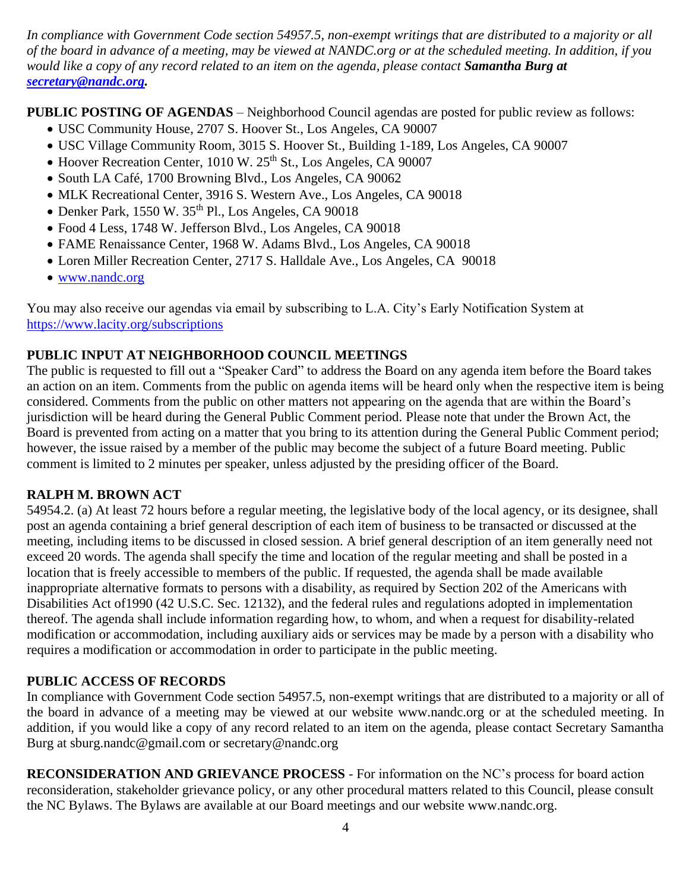*In compliance with Government Code section 54957.5, non-exempt writings that are distributed to a majority or all of the board in advance of a meeting, may be viewed at NANDC.org or at the scheduled meeting. In addition, if you would like a copy of any record related to an item on the agenda, please contact **Samantha Burg at [secretary@nandc.org](mailto:secretary@nandc.org).***

**PUBLIC POSTING OF AGENDAS** – Neighborhood Council agendas are posted for public review as follows:

- USC Community House, 2707 S. Hoover St., Los Angeles, CA 90007
- USC Village Community Room, 3015 S. Hoover St., Building 1-189, Los Angeles, CA 90007
- Hoover Recreation Center, 1010 W. 25th St., Los Angeles, CA 90007
- South LA Café, 1700 Browning Blvd., Los Angeles, CA 90062
- MLK Recreational Center, 3916 S. Western Ave., Los Angeles, CA 90018
- Denker Park, 1550 W. 35th Pl., Los Angeles, CA 90018
- Food 4 Less, 1748 W. Jefferson Blvd., Los Angeles, CA 90018
- FAME Renaissance Center, 1968 W. Adams Blvd., Los Angeles, CA 90018
- Loren Miller Recreation Center, 2717 S. Halldale Ave., Los Angeles, CA 90018
- [www.nandc.org](http://www.nandc.org)

You may also receive our agendas via email by subscribing to L.A. City's Early Notification System at [https://www.lacity.org/subscriptions](https://www.lacity.org/subscriptions)

**PUBLIC INPUT AT NEIGHBORHOOD COUNCIL MEETINGS**

The public is requested to fill out a "Speaker Card" to address the Board on any agenda item before the Board takes an action on an item. Comments from the public on agenda items will be heard only when the respective item is being considered. Comments from the public on other matters not appearing on the agenda that are within the Board's jurisdiction will be heard during the General Public Comment period. Please note that under the Brown Act, the Board is prevented from acting on a matter that you bring to its attention during the General Public Comment period; however, the issue raised by a member of the public may become the subject of a future Board meeting. Public comment is limited to 2 minutes per speaker, unless adjusted by the presiding officer of the Board.

**RALPH M. BROWN ACT**

54954.2. (a) At least 72 hours before a regular meeting, the legislative body of the local agency, or its designee, shall post an agenda containing a brief general description of each item of business to be transacted or discussed at the meeting, including items to be discussed in closed session. A brief general description of an item generally need not exceed 20 words. The agenda shall specify the time and location of the regular meeting and shall be posted in a location that is freely accessible to members of the public. If requested, the agenda shall be made available inappropriate alternative formats to persons with a disability, as required by Section 202 of the Americans with Disabilities Act of1990 (42 U.S.C. Sec. 12132), and the federal rules and regulations adopted in implementation thereof. The agenda shall include information regarding how, to whom, and when a request for disability-related modification or accommodation, including auxiliary aids or services may be made by a person with a disability who requires a modification or accommodation in order to participate in the public meeting.

**PUBLIC ACCESS OF RECORDS**

In compliance with Government Code section 54957.5, non-exempt writings that are distributed to a majority or all of the board in advance of a meeting may be viewed at our website www.nandc.org or at the scheduled meeting. In addition, if you would like a copy of any record related to an item on the agenda, please contact Secretary Samantha Burg at sburg.nandc@gmail.com or secretary@nandc.org

**RECONSIDERATION AND GRIEVANCE PROCESS** - For information on the NC's process for board action reconsideration, stakeholder grievance policy, or any other procedural matters related to this Council, please consult the NC Bylaws. The Bylaws are available at our Board meetings and our website www.nandc.org.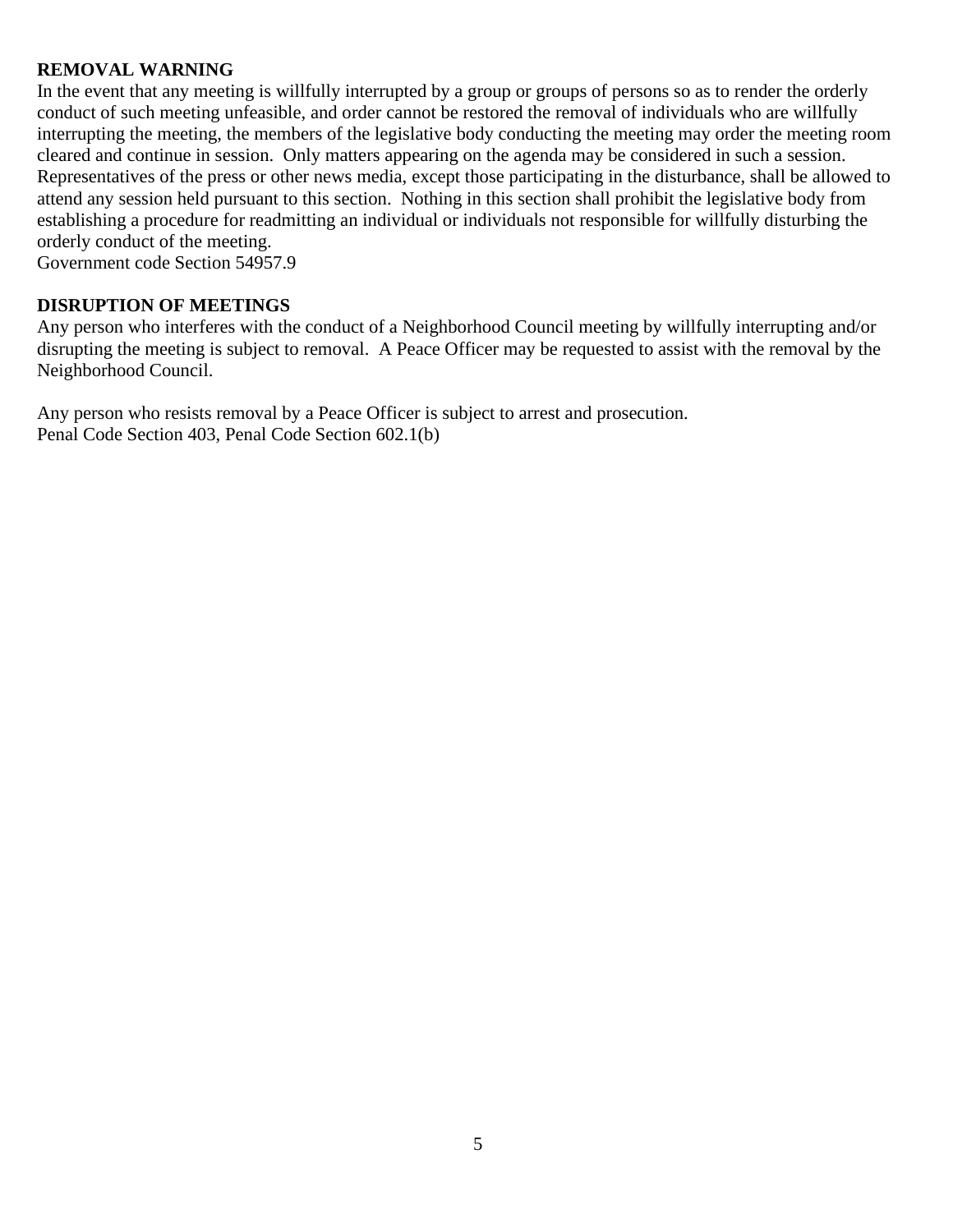**REMOVAL WARNING**

In the event that any meeting is willfully interrupted by a group or groups of persons so as to render the orderly conduct of such meeting unfeasible, and order cannot be restored the removal of individuals who are willfully interrupting the meeting, the members of the legislative body conducting the meeting may order the meeting room cleared and continue in session. Only matters appearing on the agenda may be considered in such a session. Representatives of the press or other news media, except those participating in the disturbance, shall be allowed to attend any session held pursuant to this section. Nothing in this section shall prohibit the legislative body from establishing a procedure for readmitting an individual or individuals not responsible for willfully disturbing the orderly conduct of the meeting.
Government code Section 54957.9

**DISRUPTION OF MEETINGS**

Any person who interferes with the conduct of a Neighborhood Council meeting by willfully interrupting and/or disrupting the meeting is subject to removal. A Peace Officer may be requested to assist with the removal by the Neighborhood Council.

Any person who resists removal by a Peace Officer is subject to arrest and prosecution.
Penal Code Section 403, Penal Code Section 602.1(b)